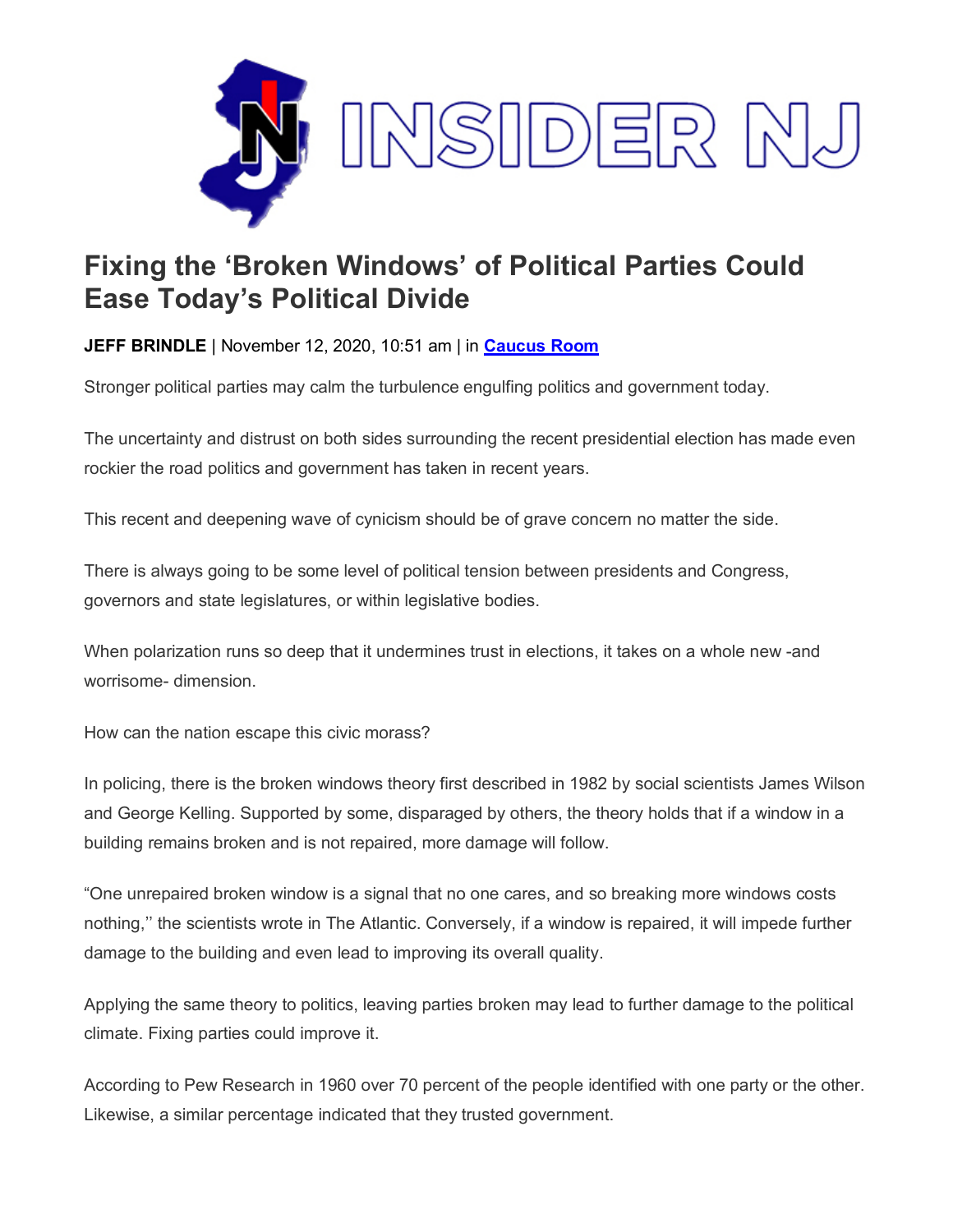# Fixing the 'Broken Windows' of Political Parties Could Ease Today's Political Divide

**JEFF BRINDLE** | November 12, 2020, 10:51 am | in **Caucus Room**

Stronger political parties may calm the turbulence engulfing politics and government today.

The uncertainty and distrust on both sides surrounding the recent presidential election has made even rockier the road politics and government has taken in recent years.

This recent and deepening wave of cynicism should be of grave concern no matter the side.

There is always going to be some level of political tension between presidents and Congress, governors and state legislatures, or within legislative bodies.

When polarization runs so deep that it undermines trust in elections, it takes on a whole new -and worrisome- dimension.

How can the nation escape this civic morass?

In policing, there is the broken windows theory first described in 1982 by social scientists James Wilson and George Kelling. Supported by some, disparaged by others, the theory holds that if a window in a building remains broken and is not repaired, more damage will follow.

"One unrepaired broken window is a signal that no one cares, and so breaking more windows costs nothing,'' the scientists wrote in The Atlantic. Conversely, if a window is repaired, it will impede further damage to the building and even lead to improving its overall quality.

Applying the same theory to politics, leaving parties broken may lead to further damage to the political climate. Fixing parties could improve it.

According to Pew Research in 1960 over 70 percent of the people identified with one party or the other. Likewise, a similar percentage indicated that they trusted government.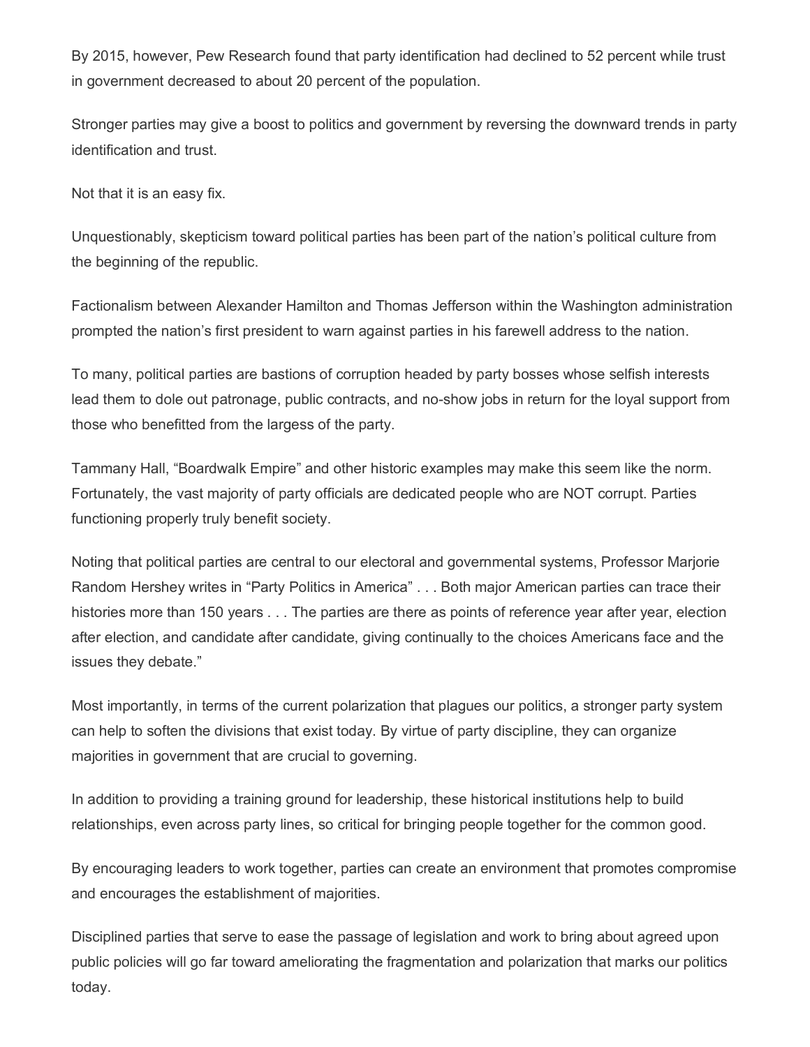By 2015, however, Pew Research found that party identification had declined to 52 percent while trust in government decreased to about 20 percent of the population.

Stronger parties may give a boost to politics and government by reversing the downward trends in party identification and trust.

Not that it is an easy fix.

Unquestionably, skepticism toward political parties has been part of the nation's political culture from the beginning of the republic.

Factionalism between Alexander Hamilton and Thomas Jefferson within the Washington administration prompted the nation's first president to warn against parties in his farewell address to the nation.

To many, political parties are bastions of corruption headed by party bosses whose selfish interests lead them to dole out patronage, public contracts, and no-show jobs in return for the loyal support from those who benefitted from the largess of the party.

Tammany Hall, "Boardwalk Empire" and other historic examples may make this seem like the norm. Fortunately, the vast majority of party officials are dedicated people who are NOT corrupt. Parties functioning properly truly benefit society.

Noting that political parties are central to our electoral and governmental systems, Professor Marjorie Random Hershey writes in "Party Politics in America" . . . Both major American parties can trace their histories more than 150 years . . . The parties are there as points of reference year after year, election after election, and candidate after candidate, giving continually to the choices Americans face and the issues they debate."

Most importantly, in terms of the current polarization that plagues our politics, a stronger party system can help to soften the divisions that exist today. By virtue of party discipline, they can organize majorities in government that are crucial to governing.

In addition to providing a training ground for leadership, these historical institutions help to build relationships, even across party lines, so critical for bringing people together for the common good.

By encouraging leaders to work together, parties can create an environment that promotes compromise and encourages the establishment of majorities.

Disciplined parties that serve to ease the passage of legislation and work to bring about agreed upon public policies will go far toward ameliorating the fragmentation and polarization that marks our politics today.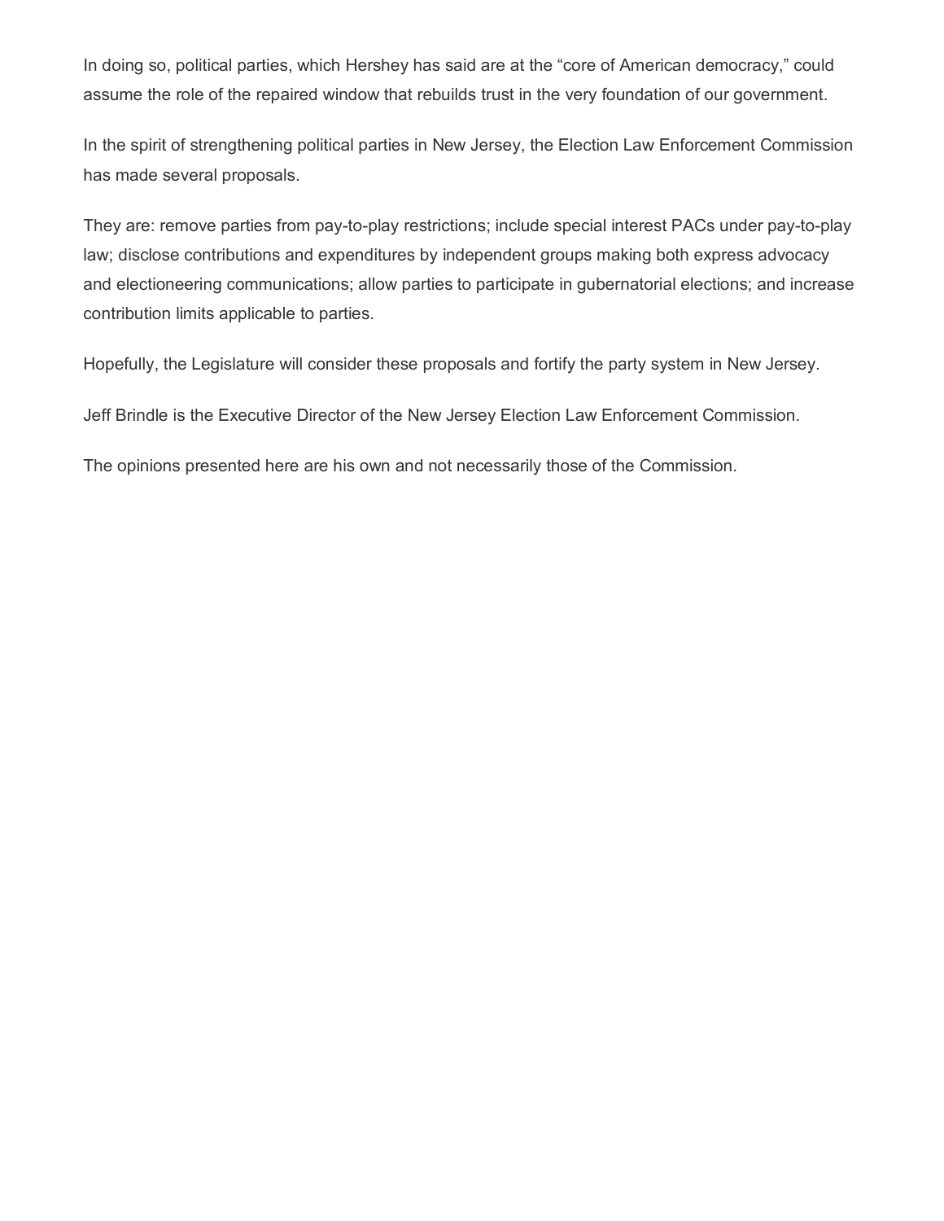In doing so, political parties, which Hershey has said are at the "core of American democracy," could assume the role of the repaired window that rebuilds trust in the very foundation of our government.

In the spirit of strengthening political parties in New Jersey, the Election Law Enforcement Commission has made several proposals.

They are: remove parties from pay-to-play restrictions; include special interest PACs under pay-to-play law; disclose contributions and expenditures by independent groups making both express advocacy and electioneering communications; allow parties to participate in gubernatorial elections; and increase contribution limits applicable to parties.

Hopefully, the Legislature will consider these proposals and fortify the party system in New Jersey.

Jeff Brindle is the Executive Director of the New Jersey Election Law Enforcement Commission.

The opinions presented here are his own and not necessarily those of the Commission.